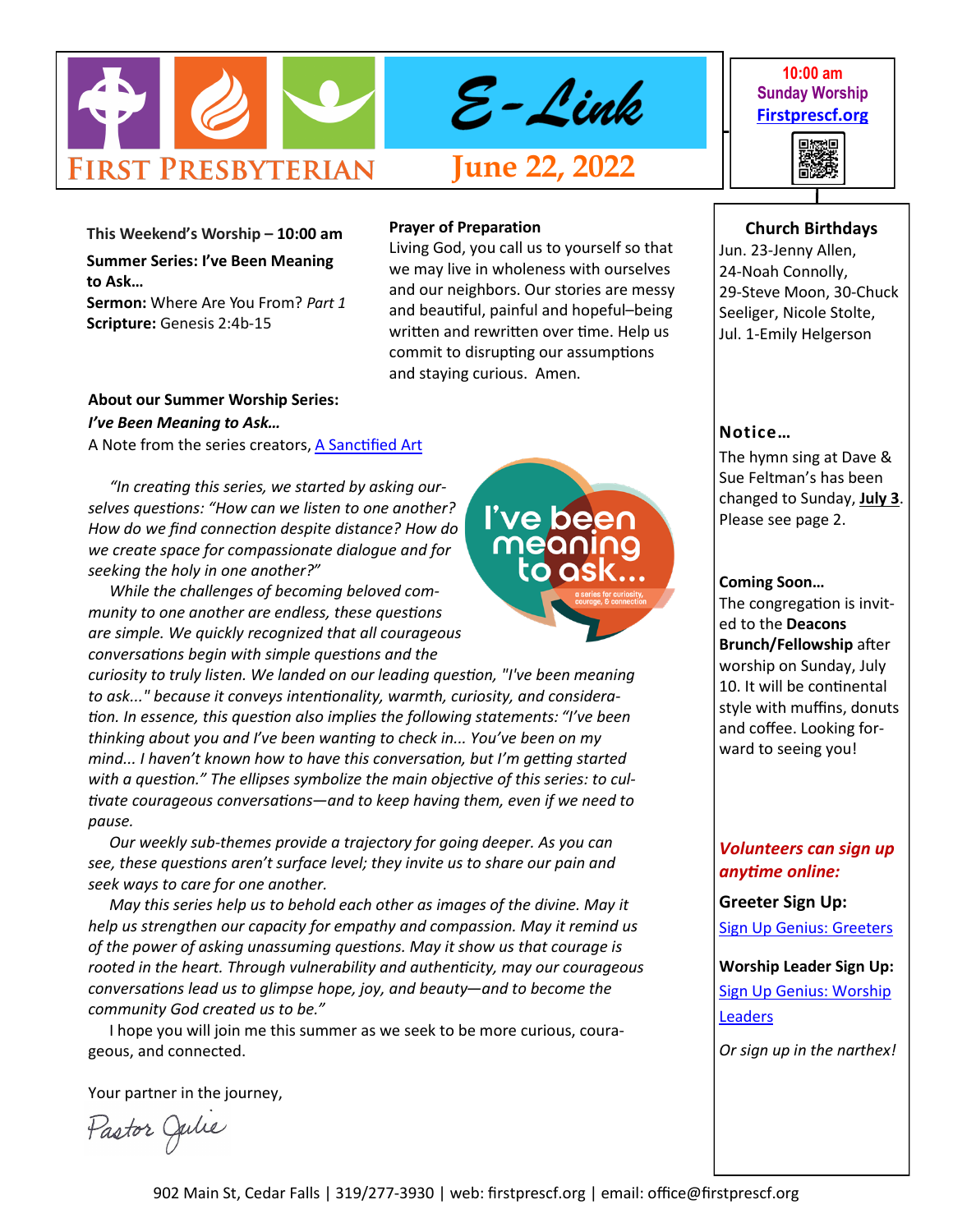# FIRST PRESBYTERIAN E-Link

**June 22, 2022**

**10:00 am**
**Sunday Worship**
**Firstprescf.org**

**This Weekend's Worship – 10:00 am**

**Summer Series: I've Been Meaning to Ask…**
**Sermon:** Where Are You From? *Part 1*
**Scripture:** Genesis 2:4b-15

**Prayer of Preparation**
Living God, you call us to yourself so that we may live in wholeness with ourselves and our neighbors. Our stories are messy and beautiful, painful and hopeful–being written and rewritten over time. Help us commit to disrupting our assumptions and staying curious. Amen.

**About our Summer Worship Series:**
***I've Been Meaning to Ask…***
A Note from the series creators, A Sanctified Art

*"In creating this series, we started by asking ourselves questions: "How can we listen to one another? How do we find connection despite distance? How do we create space for compassionate dialogue and for seeking the holy in one another?"*

*While the challenges of becoming beloved community to one another are endless, these questions are simple. We quickly recognized that all courageous conversations begin with simple questions and the curiosity to truly listen. We landed on our leading question, "I've been meaning to ask..." because it conveys intentionality, warmth, curiosity, and consideration. In essence, this question also implies the following statements: "I've been thinking about you and I've been wanting to check in... You've been on my mind... I haven't known how to have this conversation, but I'm getting started with a question." The ellipses symbolize the main objective of this series: to cultivate courageous conversations—and to keep having them, even if we need to pause.*

*Our weekly sub-themes provide a trajectory for going deeper. As you can see, these questions aren't surface level; they invite us to share our pain and seek ways to care for one another.*

*May this series help us to behold each other as images of the divine. May it help us strengthen our capacity for empathy and compassion. May it remind us of the power of asking unassuming questions. May it show us that courage is rooted in the heart. Through vulnerability and authenticity, may our courageous conversations lead us to glimpse hope, joy, and beauty—and to become the community God created us to be."*

I hope you will join me this summer as we seek to be more curious, courageous, and connected.

Your partner in the journey,

Pastor Julie

**Church Birthdays**
Jun. 23-Jenny Allen, 24-Noah Connolly, 29-Steve Moon, 30-Chuck Seeliger, Nicole Stolte, Jul. 1-Emily Helgerson

**Notice…**
The hymn sing at Dave & Sue Feltman's has been changed to Sunday, **July 3**. Please see page 2.

**Coming Soon…**
The congregation is invited to the **Deacons Brunch/Fellowship** after worship on Sunday, July 10. It will be continental style with muffins, donuts and coffee. Looking forward to seeing you!

***Volunteers can sign up anytime online:***

**Greeter Sign Up:**
Sign Up Genius: Greeters

**Worship Leader Sign Up:**
Sign Up Genius: Worship Leaders

*Or sign up in the narthex!*

902 Main St, Cedar Falls | 319/277-3930 | web: firstprescf.org | email: office@firstprescf.org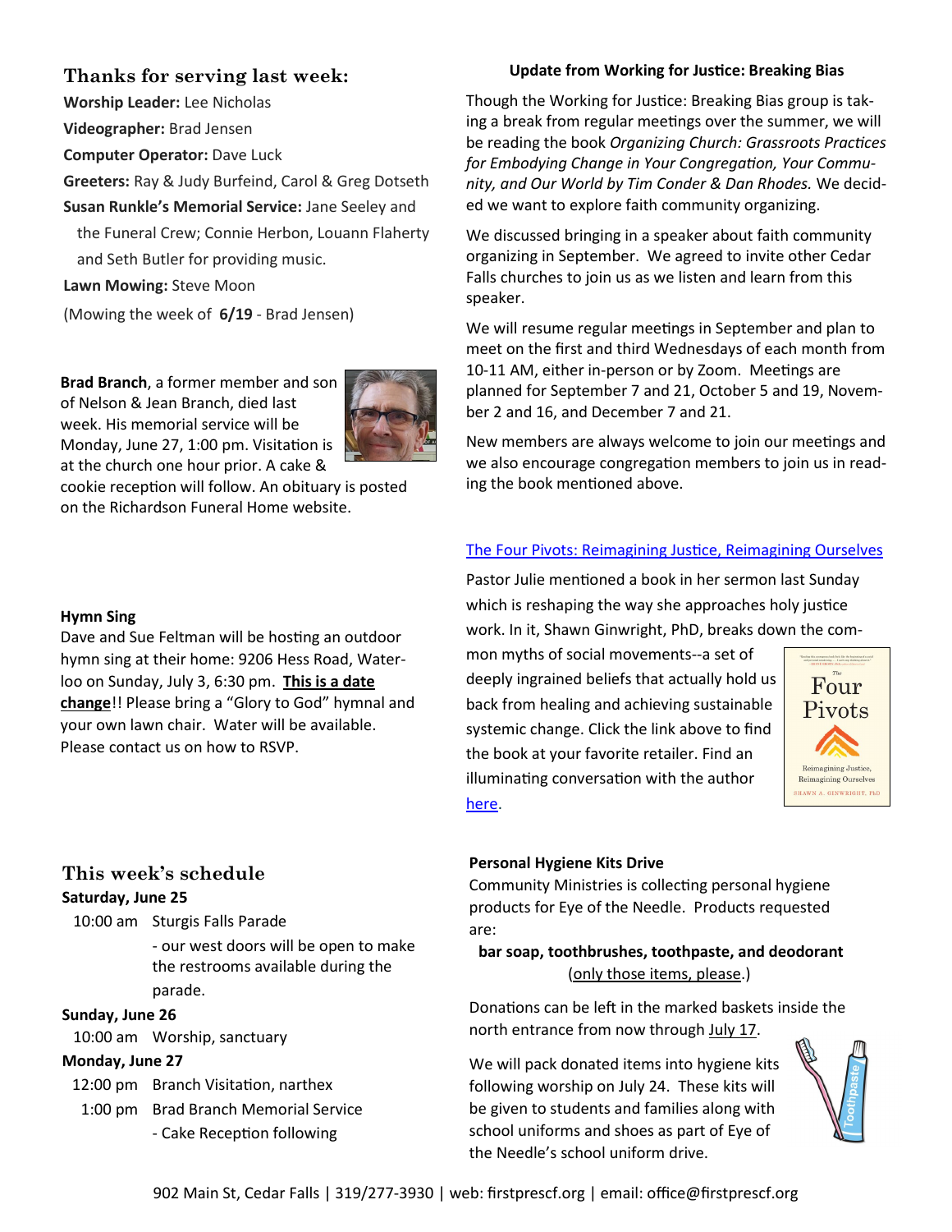## Thanks for serving last week:

**Worship Leader:** Lee Nicholas
**Videographer:** Brad Jensen
**Computer Operator:** Dave Luck
**Greeters:** Ray & Judy Burfeind, Carol & Greg Dotseth
**Susan Runkle's Memorial Service:** Jane Seeley and the Funeral Crew; Connie Herbon, Louann Flaherty and Seth Butler for providing music.
**Lawn Mowing:** Steve Moon
(Mowing the week of **6/19** - Brad Jensen)

**Brad Branch**, a former member and son of Nelson & Jean Branch, died last week. His memorial service will be Monday, June 27, 1:00 pm. Visitation is at the church one hour prior. A cake & cookie reception will follow. An obituary is posted on the Richardson Funeral Home website.

**Hymn Sing**
Dave and Sue Feltman will be hosting an outdoor hymn sing at their home: 9206 Hess Road, Waterloo on Sunday, July 3, 6:30 pm. **This is a date change**!! Please bring a "Glory to God" hymnal and your own lawn chair. Water will be available. Please contact us on how to RSVP.

## This week's schedule

**Saturday, June 25**
10:00 am Sturgis Falls Parade
- our west doors will be open to make the restrooms available during the parade.

**Sunday, June 26**
10:00 am Worship, sanctuary

**Monday, June 27**
12:00 pm Branch Visitation, narthex
1:00 pm Brad Branch Memorial Service
- Cake Reception following

**Update from Working for Justice: Breaking Bias**

Though the Working for Justice: Breaking Bias group is taking a break from regular meetings over the summer, we will be reading the book *Organizing Church: Grassroots Practices for Embodying Change in Your Congregation, Your Community, and Our World by Tim Conder & Dan Rhodes.* We decided we want to explore faith community organizing.

We discussed bringing in a speaker about faith community organizing in September. We agreed to invite other Cedar Falls churches to join us as we listen and learn from this speaker.

We will resume regular meetings in September and plan to meet on the first and third Wednesdays of each month from 10-11 AM, either in-person or by Zoom. Meetings are planned for September 7 and 21, October 5 and 19, November 2 and 16, and December 7 and 21.

New members are always welcome to join our meetings and we also encourage congregation members to join us in reading the book mentioned above.

The Four Pivots: Reimagining Justice, Reimagining Ourselves

Pastor Julie mentioned a book in her sermon last Sunday which is reshaping the way she approaches holy justice work. In it, Shawn Ginwright, PhD, breaks down the common myths of social movements--a set of deeply ingrained beliefs that actually hold us back from healing and achieving sustainable systemic change. Click the link above to find the book at your favorite retailer. Find an illuminating conversation with the author here.

**Personal Hygiene Kits Drive**
Community Ministries is collecting personal hygiene products for Eye of the Needle. Products requested are:

**bar soap, toothbrushes, toothpaste, and deodorant**
(only those items, please.)

Donations can be left in the marked baskets inside the north entrance from now through July 17.

We will pack donated items into hygiene kits following worship on July 24. These kits will be given to students and families along with school uniforms and shoes as part of Eye of the Needle's school uniform drive.

902 Main St, Cedar Falls | 319/277-3930 | web: firstprescf.org | email: office@firstprescf.org